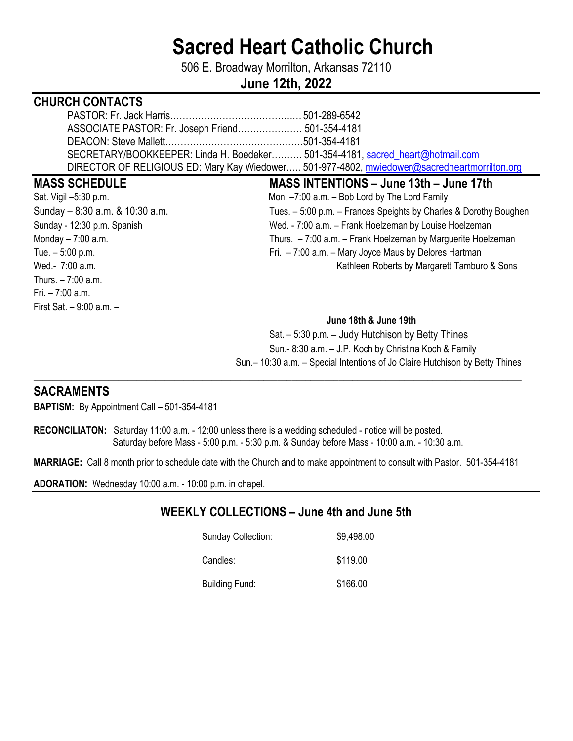# Sacred Heart Catholic Church

506 E. Broadway Morrilton, Arkansas 72110

**June 12th, 2022**

## CHURCH CONTACTS

PASTOR: Fr. Jack Harris……………………………………. 501-289-6542
ASSOCIATE PASTOR: Fr. Joseph Friend………………… 501-354-4181
DEACON: Steve Mallett………………………………………501-354-4181
SECRETARY/BOOKKEEPER: Linda H. Boedeker………. 501-354-4181, sacred_heart@hotmail.com
DIRECTOR OF RELIGIOUS ED: Mary Kay Wiedower….. 501-977-4802, mwiedower@sacredheartmorrilton.org

## MASS SCHEDULE

Sat. Vigil –5:30 p.m.
Sunday – 8:30 a.m. & 10:30 a.m.
Sunday - 12:30 p.m. Spanish
Monday – 7:00 a.m.
Tue. – 5:00 p.m.
Wed.- 7:00 a.m.
Thurs. – 7:00 a.m.
Fri. – 7:00 a.m.
First Sat. – 9:00 a.m. –

## MASS INTENTIONS – June 13th – June 17th

Mon. –7:00 a.m. – Bob Lord by The Lord Family
Tues. – 5:00 p.m. – Frances Speights by Charles & Dorothy Boughen
Wed. - 7:00 a.m. – Frank Hoelzeman by Louise Hoelzeman
Thurs. – 7:00 a.m. – Frank Hoelzeman by Marguerite Hoelzeman
Fri. – 7:00 a.m. – Mary Joyce Maus by Delores Hartman
Kathleen Roberts by Margarett Tamburo & Sons

**June 18th & June 19th**

Sat. – 5:30 p.m. – Judy Hutchison by Betty Thines
Sun.- 8:30 a.m. – J.P. Koch by Christina Koch & Family
Sun.– 10:30 a.m. – Special Intentions of Jo Claire Hutchison by Betty Thines

## SACRAMENTS

**BAPTISM:** By Appointment Call – 501-354-4181

**RECONCILIATON:** Saturday 11:00 a.m. - 12:00 unless there is a wedding scheduled - notice will be posted.
Saturday before Mass - 5:00 p.m. - 5:30 p.m. & Sunday before Mass - 10:00 a.m. - 10:30 a.m.

**MARRIAGE:** Call 8 month prior to schedule date with the Church and to make appointment to consult with Pastor. 501-354-4181

**ADORATION:** Wednesday 10:00 a.m. - 10:00 p.m. in chapel.

## WEEKLY COLLECTIONS – June 4th and June 5th

| | |
|---|---|
| Sunday Collection: | $9,498.00 |
| Candles: | $119.00 |
| Building Fund: | $166.00 |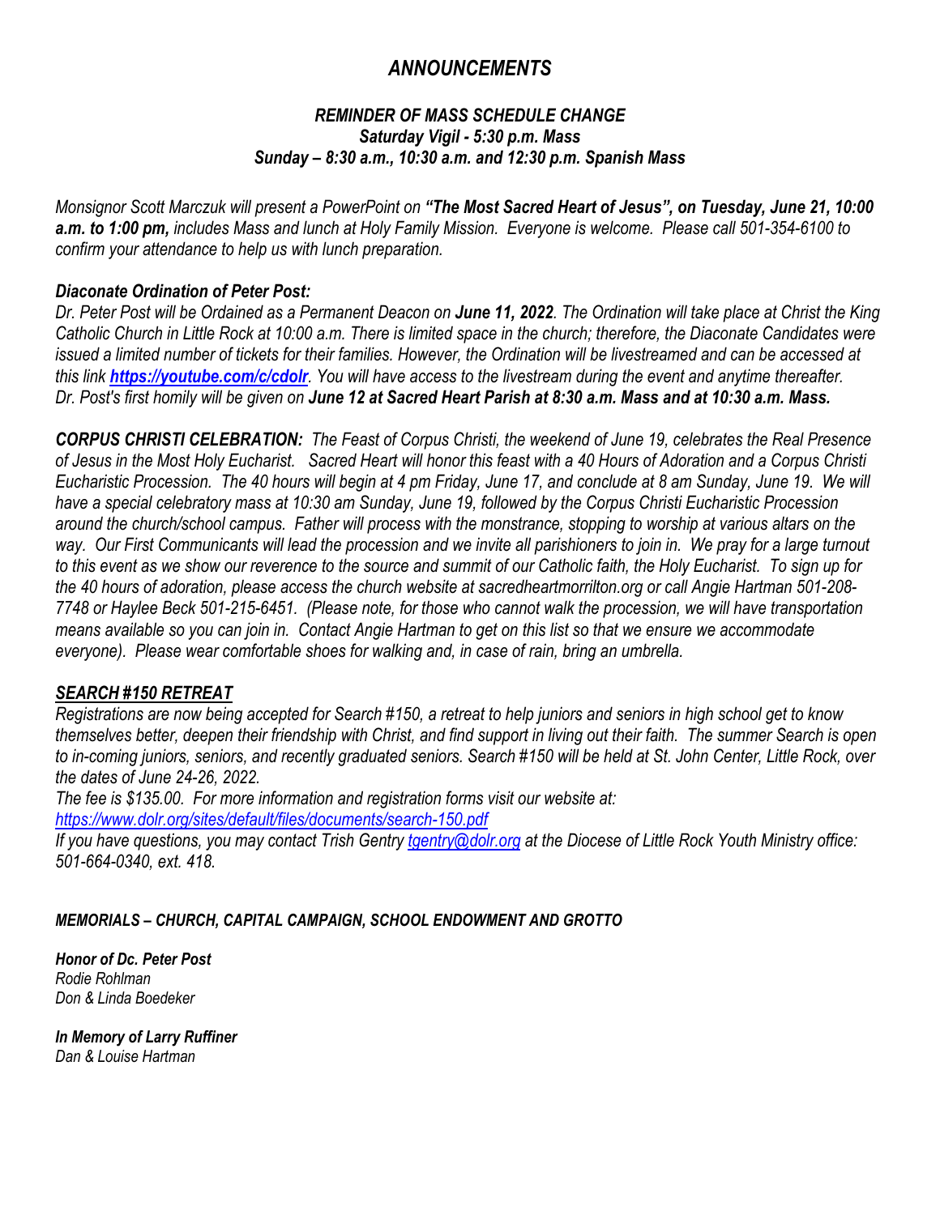# *ANNOUNCEMENTS*

***REMINDER OF MASS SCHEDULE CHANGE***
***Saturday Vigil - 5:30 p.m. Mass***
***Sunday – 8:30 a.m., 10:30 a.m. and 12:30 p.m. Spanish Mass***

*Monsignor Scott Marczuk will present a PowerPoint on **"The Most Sacred Heart of Jesus", on Tuesday, June 21, 10:00 a.m. to 1:00 pm,** includes Mass and lunch at Holy Family Mission. Everyone is welcome. Please call 501-354-6100 to confirm your attendance to help us with lunch preparation.*

***Diaconate Ordination of Peter Post:***
*Dr. Peter Post will be Ordained as a Permanent Deacon on **June 11, 2022**. The Ordination will take place at Christ the King Catholic Church in Little Rock at 10:00 a.m. There is limited space in the church; therefore, the Diaconate Candidates were issued a limited number of tickets for their families. However, the Ordination will be livestreamed and can be accessed at this link **https://youtube.com/c/cdolr**. You will have access to the livestream during the event and anytime thereafter. Dr. Post's first homily will be given on **June 12 at Sacred Heart Parish at 8:30 a.m. Mass and at 10:30 a.m. Mass.***

***CORPUS CHRISTI CELEBRATION:** The Feast of Corpus Christi, the weekend of June 19, celebrates the Real Presence of Jesus in the Most Holy Eucharist. Sacred Heart will honor this feast with a 40 Hours of Adoration and a Corpus Christi Eucharistic Procession. The 40 hours will begin at 4 pm Friday, June 17, and conclude at 8 am Sunday, June 19. We will have a special celebratory mass at 10:30 am Sunday, June 19, followed by the Corpus Christi Eucharistic Procession around the church/school campus. Father will process with the monstrance, stopping to worship at various altars on the way. Our First Communicants will lead the procession and we invite all parishioners to join in. We pray for a large turnout to this event as we show our reverence to the source and summit of our Catholic faith, the Holy Eucharist. To sign up for the 40 hours of adoration, please access the church website at sacredheartmorrilton.org or call Angie Hartman 501-208-7748 or Haylee Beck 501-215-6451. (Please note, for those who cannot walk the procession, we will have transportation means available so you can join in. Contact Angie Hartman to get on this list so that we ensure we accommodate everyone). Please wear comfortable shoes for walking and, in case of rain, bring an umbrella.*

***SEARCH #150 RETREAT***
*Registrations are now being accepted for Search #150, a retreat to help juniors and seniors in high school get to know themselves better, deepen their friendship with Christ, and find support in living out their faith. The summer Search is open to in-coming juniors, seniors, and recently graduated seniors. Search #150 will be held at St. John Center, Little Rock, over the dates of June 24-26, 2022.*
*The fee is $135.00. For more information and registration forms visit our website at:*
*https://www.dolr.org/sites/default/files/documents/search-150.pdf*
*If you have questions, you may contact Trish Gentry tgentry@dolr.org at the Diocese of Little Rock Youth Ministry office: 501-664-0340, ext. 418.*

***MEMORIALS – CHURCH, CAPITAL CAMPAIGN, SCHOOL ENDOWMENT AND GROTTO***

***Honor of Dc. Peter Post***
*Rodie Rohlman*
*Don & Linda Boedeker*

***In Memory of Larry Ruffiner***
*Dan & Louise Hartman*